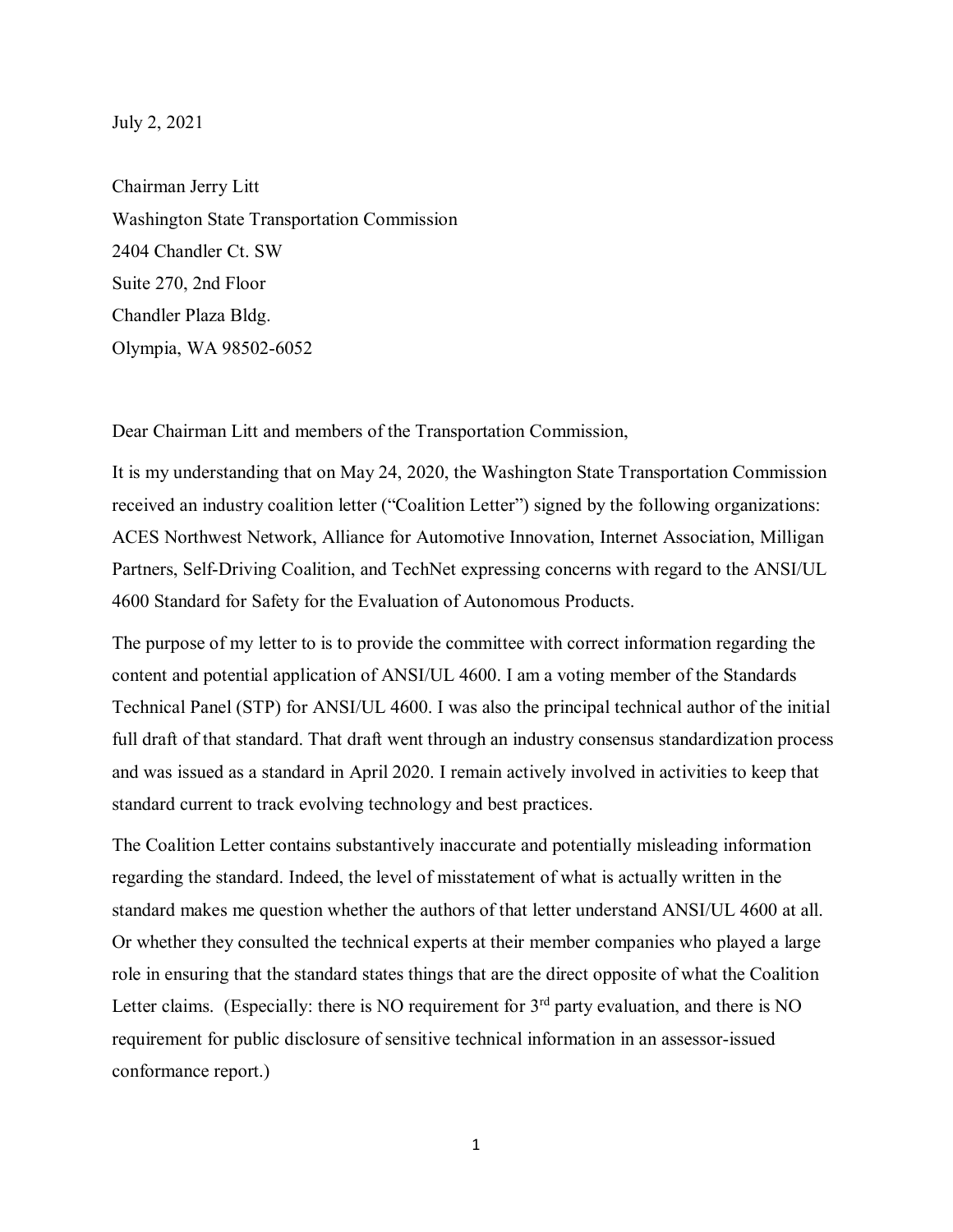July 2, 2021

Chairman Jerry Litt
Washington State Transportation Commission
2404 Chandler Ct. SW
Suite 270, 2nd Floor
Chandler Plaza Bldg.
Olympia, WA 98502-6052

Dear Chairman Litt and members of the Transportation Commission,

It is my understanding that on May 24, 2020, the Washington State Transportation Commission received an industry coalition letter ("Coalition Letter") signed by the following organizations: ACES Northwest Network, Alliance for Automotive Innovation, Internet Association, Milligan Partners, Self-Driving Coalition, and TechNet expressing concerns with regard to the ANSI/UL 4600 Standard for Safety for the Evaluation of Autonomous Products.

The purpose of my letter to is to provide the committee with correct information regarding the content and potential application of ANSI/UL 4600. I am a voting member of the Standards Technical Panel (STP) for ANSI/UL 4600. I was also the principal technical author of the initial full draft of that standard. That draft went through an industry consensus standardization process and was issued as a standard in April 2020. I remain actively involved in activities to keep that standard current to track evolving technology and best practices.

The Coalition Letter contains substantively inaccurate and potentially misleading information regarding the standard. Indeed, the level of misstatement of what is actually written in the standard makes me question whether the authors of that letter understand ANSI/UL 4600 at all. Or whether they consulted the technical experts at their member companies who played a large role in ensuring that the standard states things that are the direct opposite of what the Coalition Letter claims. (Especially: there is NO requirement for 3rd party evaluation, and there is NO requirement for public disclosure of sensitive technical information in an assessor-issued conformance report.)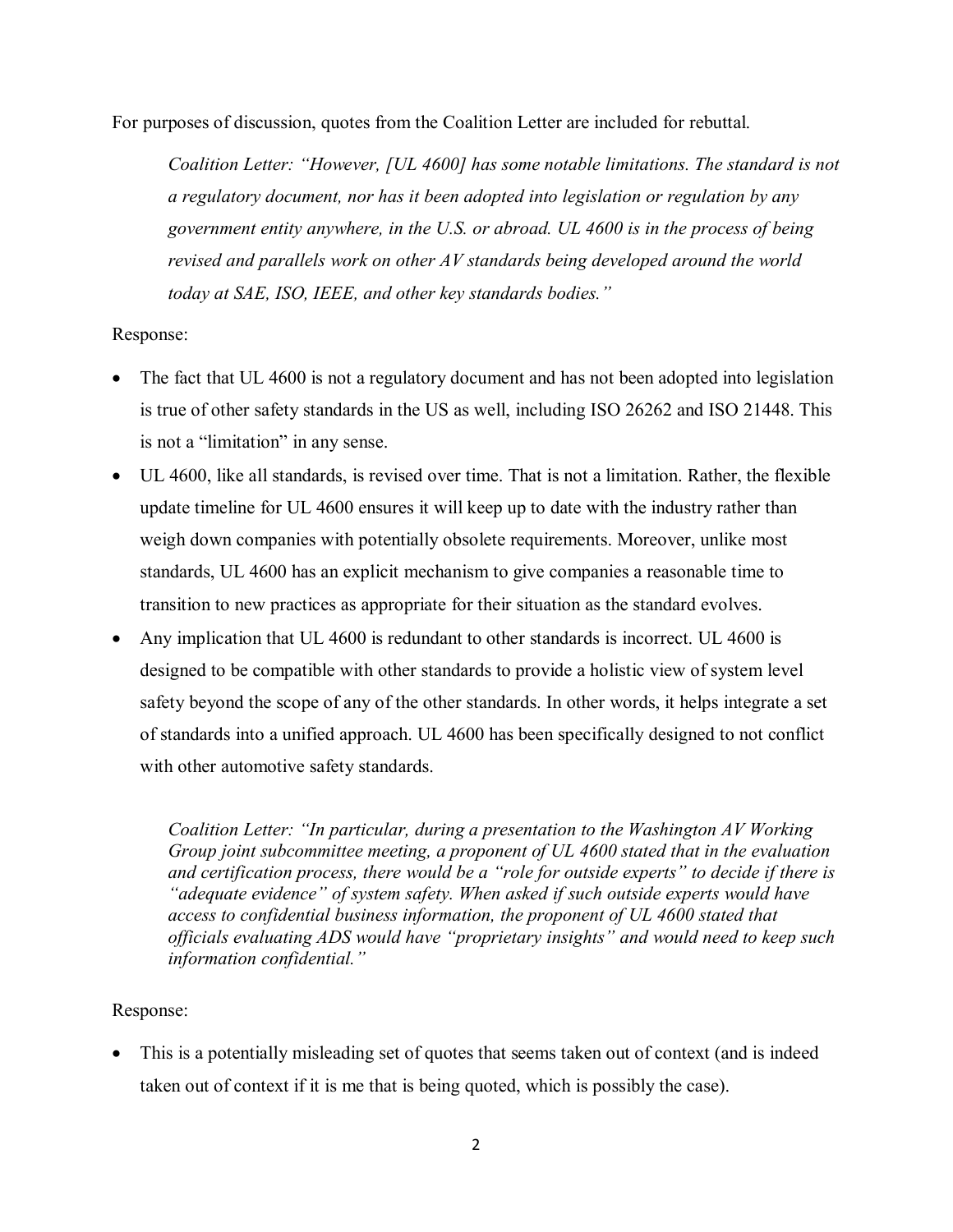For purposes of discussion, quotes from the Coalition Letter are included for rebuttal.

> *Coalition Letter: "However, [UL 4600] has some notable limitations. The standard is not a regulatory document, nor has it been adopted into legislation or regulation by any government entity anywhere, in the U.S. or abroad. UL 4600 is in the process of being revised and parallels work on other AV standards being developed around the world today at SAE, ISO, IEEE, and other key standards bodies."*

Response:

- The fact that UL 4600 is not a regulatory document and has not been adopted into legislation is true of other safety standards in the US as well, including ISO 26262 and ISO 21448. This is not a "limitation" in any sense.
- UL 4600, like all standards, is revised over time. That is not a limitation. Rather, the flexible update timeline for UL 4600 ensures it will keep up to date with the industry rather than weigh down companies with potentially obsolete requirements. Moreover, unlike most standards, UL 4600 has an explicit mechanism to give companies a reasonable time to transition to new practices as appropriate for their situation as the standard evolves.
- Any implication that UL 4600 is redundant to other standards is incorrect. UL 4600 is designed to be compatible with other standards to provide a holistic view of system level safety beyond the scope of any of the other standards. In other words, it helps integrate a set of standards into a unified approach. UL 4600 has been specifically designed to not conflict with other automotive safety standards.

> *Coalition Letter: "In particular, during a presentation to the Washington AV Working Group joint subcommittee meeting, a proponent of UL 4600 stated that in the evaluation and certification process, there would be a "role for outside experts" to decide if there is "adequate evidence" of system safety. When asked if such outside experts would have access to confidential business information, the proponent of UL 4600 stated that officials evaluating ADS would have "proprietary insights" and would need to keep such information confidential."*

Response:

- This is a potentially misleading set of quotes that seems taken out of context (and is indeed taken out of context if it is me that is being quoted, which is possibly the case).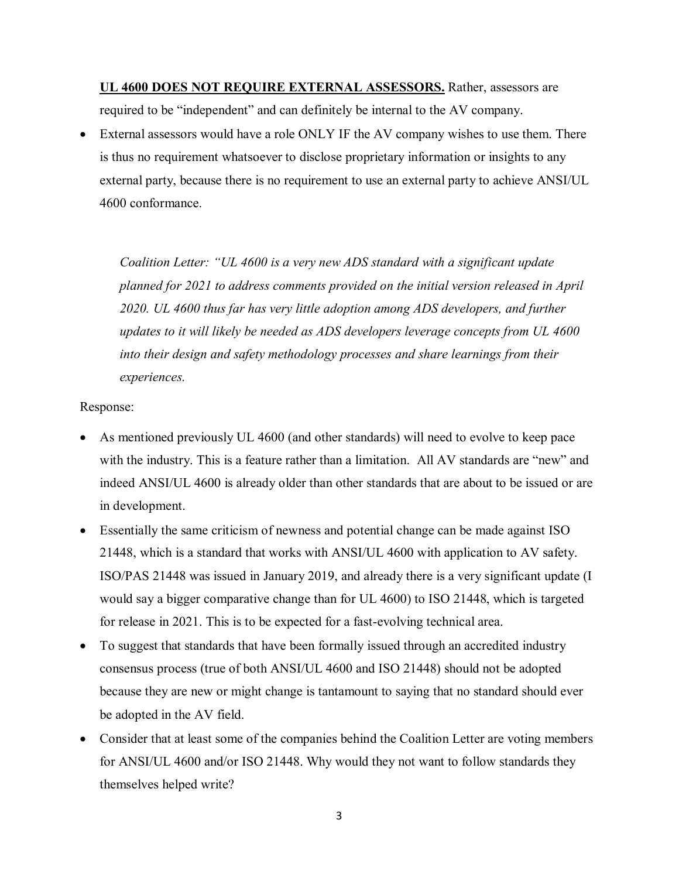**UL 4600 DOES NOT REQUIRE EXTERNAL ASSESSORS.** Rather, assessors are required to be "independent" and can definitely be internal to the AV company.

- External assessors would have a role ONLY IF the AV company wishes to use them. There is thus no requirement whatsoever to disclose proprietary information or insights to any external party, because there is no requirement to use an external party to achieve ANSI/UL 4600 conformance.

> *Coalition Letter: "UL 4600 is a very new ADS standard with a significant update planned for 2021 to address comments provided on the initial version released in April 2020. UL 4600 thus far has very little adoption among ADS developers, and further updates to it will likely be needed as ADS developers leverage concepts from UL 4600 into their design and safety methodology processes and share learnings from their experiences.*

Response:

- As mentioned previously UL 4600 (and other standards) will need to evolve to keep pace with the industry. This is a feature rather than a limitation. All AV standards are "new" and indeed ANSI/UL 4600 is already older than other standards that are about to be issued or are in development.
- Essentially the same criticism of newness and potential change can be made against ISO 21448, which is a standard that works with ANSI/UL 4600 with application to AV safety. ISO/PAS 21448 was issued in January 2019, and already there is a very significant update (I would say a bigger comparative change than for UL 4600) to ISO 21448, which is targeted for release in 2021. This is to be expected for a fast-evolving technical area.
- To suggest that standards that have been formally issued through an accredited industry consensus process (true of both ANSI/UL 4600 and ISO 21448) should not be adopted because they are new or might change is tantamount to saying that no standard should ever be adopted in the AV field.
- Consider that at least some of the companies behind the Coalition Letter are voting members for ANSI/UL 4600 and/or ISO 21448. Why would they not want to follow standards they themselves helped write?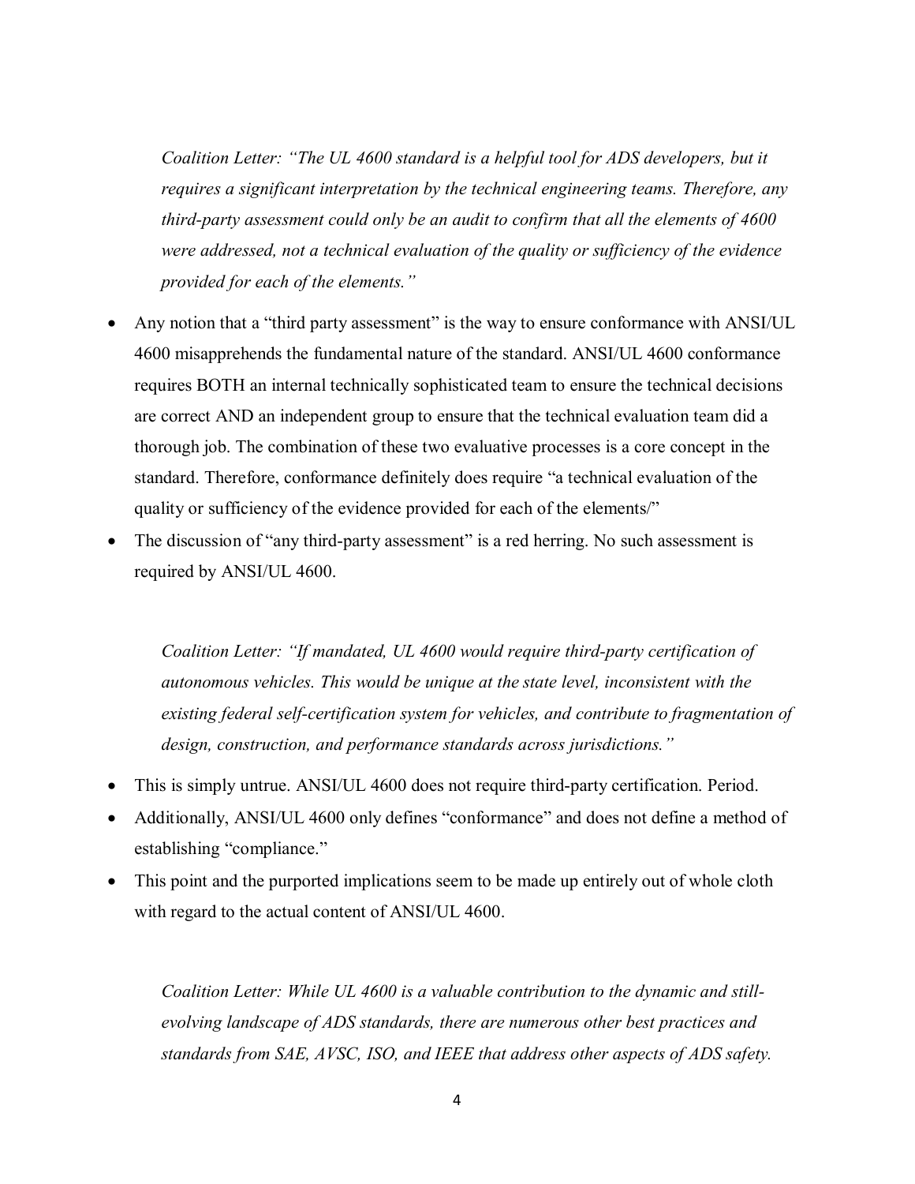> *Coalition Letter: "The UL 4600 standard is a helpful tool for ADS developers, but it requires a significant interpretation by the technical engineering teams. Therefore, any third-party assessment could only be an audit to confirm that all the elements of 4600 were addressed, not a technical evaluation of the quality or sufficiency of the evidence provided for each of the elements."*

- Any notion that a "third party assessment" is the way to ensure conformance with ANSI/UL 4600 misapprehends the fundamental nature of the standard. ANSI/UL 4600 conformance requires BOTH an internal technically sophisticated team to ensure the technical decisions are correct AND an independent group to ensure that the technical evaluation team did a thorough job. The combination of these two evaluative processes is a core concept in the standard. Therefore, conformance definitely does require "a technical evaluation of the quality or sufficiency of the evidence provided for each of the elements/"
- The discussion of "any third-party assessment" is a red herring. No such assessment is required by ANSI/UL 4600.

> *Coalition Letter: "If mandated, UL 4600 would require third-party certification of autonomous vehicles. This would be unique at the state level, inconsistent with the existing federal self-certification system for vehicles, and contribute to fragmentation of design, construction, and performance standards across jurisdictions."*

- This is simply untrue. ANSI/UL 4600 does not require third-party certification. Period.
- Additionally, ANSI/UL 4600 only defines "conformance" and does not define a method of establishing "compliance."
- This point and the purported implications seem to be made up entirely out of whole cloth with regard to the actual content of ANSI/UL 4600.

> *Coalition Letter: While UL 4600 is a valuable contribution to the dynamic and still-evolving landscape of ADS standards, there are numerous other best practices and standards from SAE, AVSC, ISO, and IEEE that address other aspects of ADS safety.*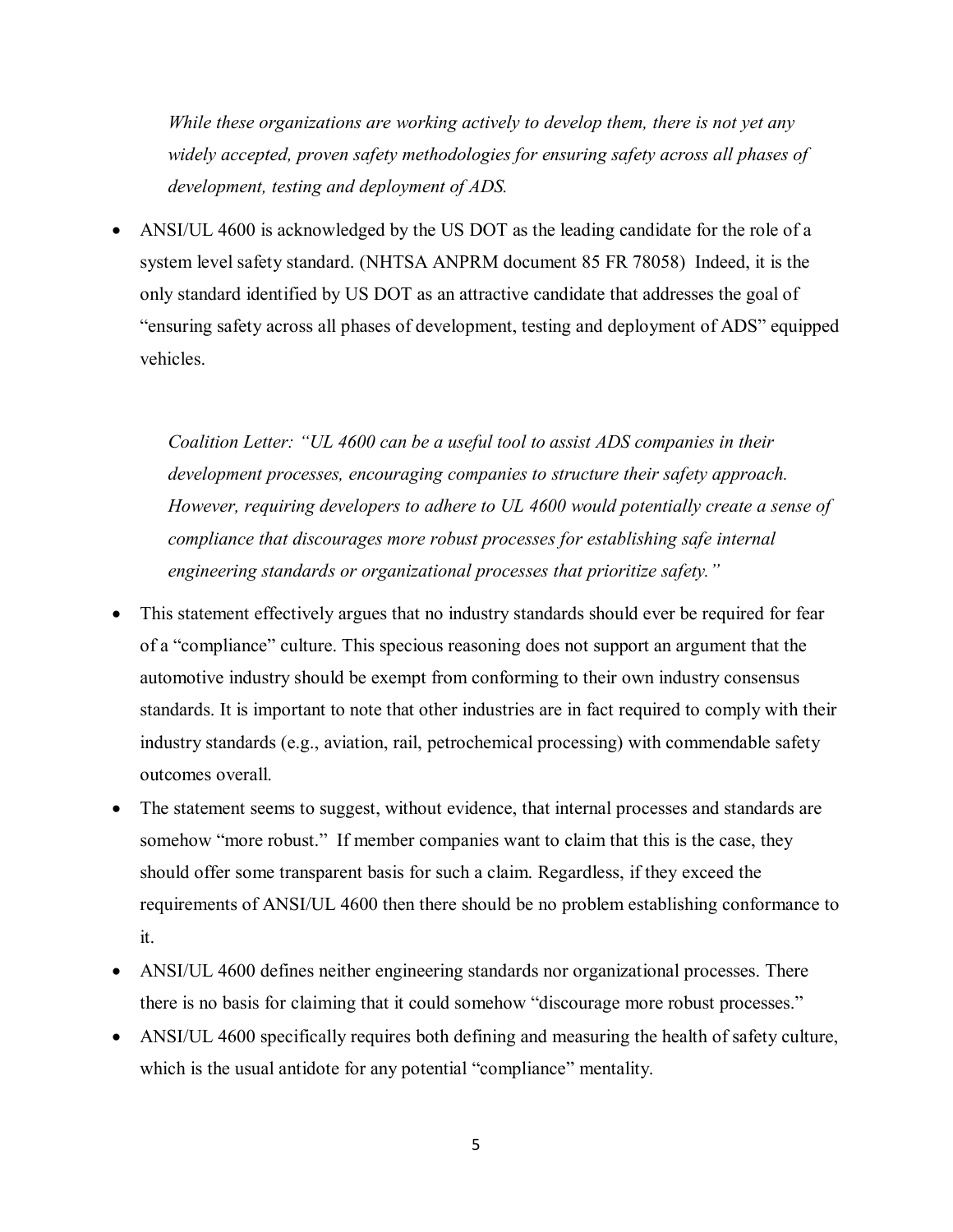*While these organizations are working actively to develop them, there is not yet any widely accepted, proven safety methodologies for ensuring safety across all phases of development, testing and deployment of ADS.*

- ANSI/UL 4600 is acknowledged by the US DOT as the leading candidate for the role of a system level safety standard. (NHTSA ANPRM document 85 FR 78058) Indeed, it is the only standard identified by US DOT as an attractive candidate that addresses the goal of "ensuring safety across all phases of development, testing and deployment of ADS" equipped vehicles.

*Coalition Letter: "UL 4600 can be a useful tool to assist ADS companies in their development processes, encouraging companies to structure their safety approach. However, requiring developers to adhere to UL 4600 would potentially create a sense of compliance that discourages more robust processes for establishing safe internal engineering standards or organizational processes that prioritize safety."*

- This statement effectively argues that no industry standards should ever be required for fear of a "compliance" culture. This specious reasoning does not support an argument that the automotive industry should be exempt from conforming to their own industry consensus standards. It is important to note that other industries are in fact required to comply with their industry standards (e.g., aviation, rail, petrochemical processing) with commendable safety outcomes overall.
- The statement seems to suggest, without evidence, that internal processes and standards are somehow "more robust." If member companies want to claim that this is the case, they should offer some transparent basis for such a claim. Regardless, if they exceed the requirements of ANSI/UL 4600 then there should be no problem establishing conformance to it.
- ANSI/UL 4600 defines neither engineering standards nor organizational processes. There there is no basis for claiming that it could somehow "discourage more robust processes."
- ANSI/UL 4600 specifically requires both defining and measuring the health of safety culture, which is the usual antidote for any potential "compliance" mentality.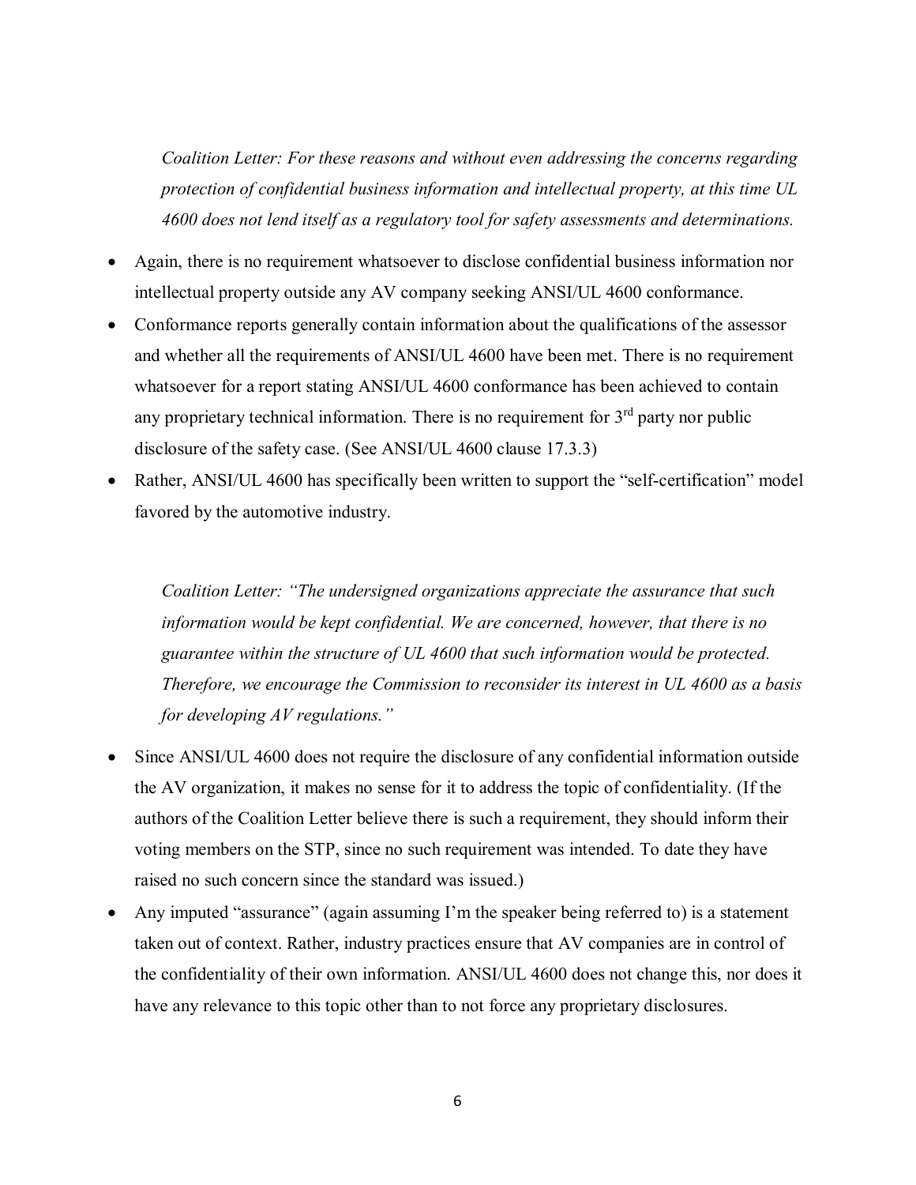*Coalition Letter: For these reasons and without even addressing the concerns regarding protection of confidential business information and intellectual property, at this time UL 4600 does not lend itself as a regulatory tool for safety assessments and determinations.*

- Again, there is no requirement whatsoever to disclose confidential business information nor intellectual property outside any AV company seeking ANSI/UL 4600 conformance.
- Conformance reports generally contain information about the qualifications of the assessor and whether all the requirements of ANSI/UL 4600 have been met. There is no requirement whatsoever for a report stating ANSI/UL 4600 conformance has been achieved to contain any proprietary technical information. There is no requirement for 3rd party nor public disclosure of the safety case. (See ANSI/UL 4600 clause 17.3.3)
- Rather, ANSI/UL 4600 has specifically been written to support the "self-certification" model favored by the automotive industry.

*Coalition Letter: "The undersigned organizations appreciate the assurance that such information would be kept confidential. We are concerned, however, that there is no guarantee within the structure of UL 4600 that such information would be protected. Therefore, we encourage the Commission to reconsider its interest in UL 4600 as a basis for developing AV regulations."*

- Since ANSI/UL 4600 does not require the disclosure of any confidential information outside the AV organization, it makes no sense for it to address the topic of confidentiality. (If the authors of the Coalition Letter believe there is such a requirement, they should inform their voting members on the STP, since no such requirement was intended. To date they have raised no such concern since the standard was issued.)
- Any imputed "assurance" (again assuming I'm the speaker being referred to) is a statement taken out of context. Rather, industry practices ensure that AV companies are in control of the confidentiality of their own information. ANSI/UL 4600 does not change this, nor does it have any relevance to this topic other than to not force any proprietary disclosures.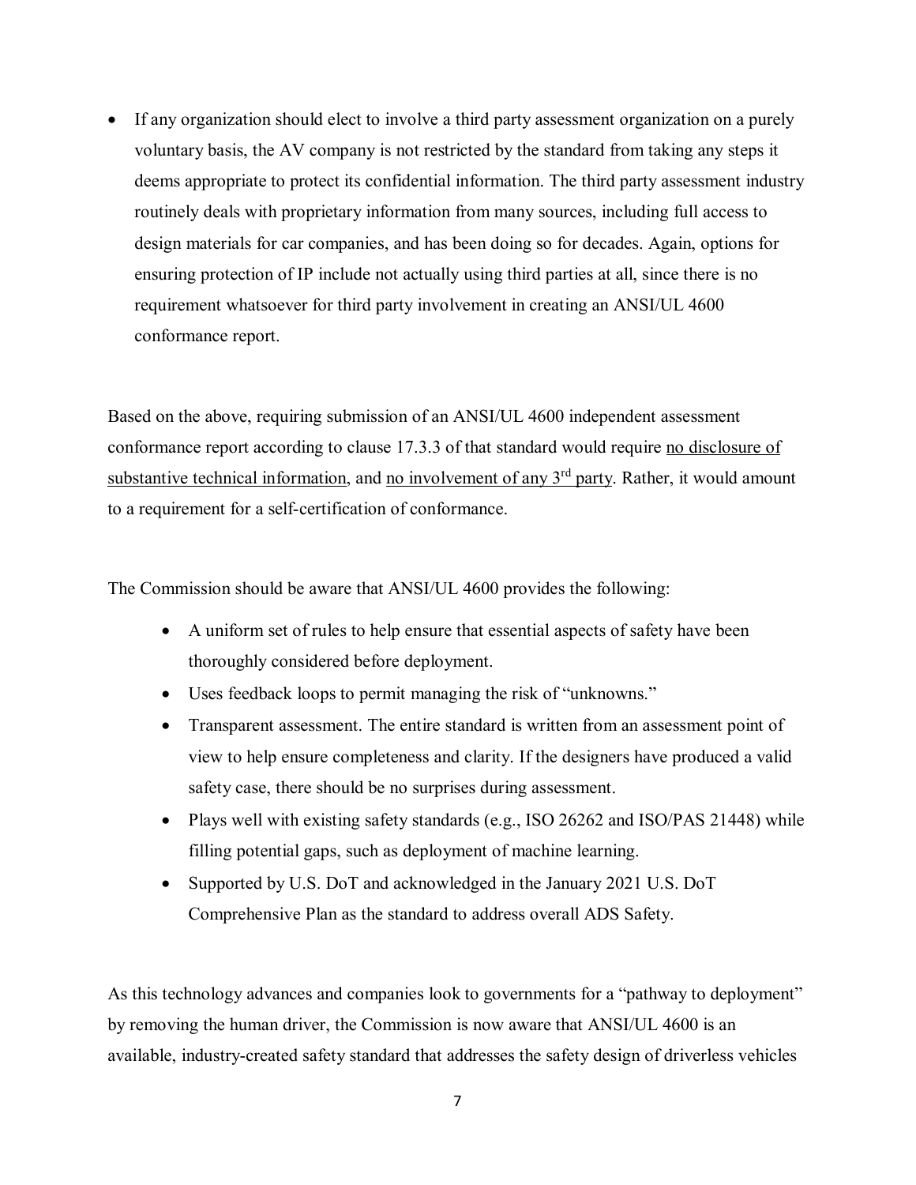- If any organization should elect to involve a third party assessment organization on a purely voluntary basis, the AV company is not restricted by the standard from taking any steps it deems appropriate to protect its confidential information. The third party assessment industry routinely deals with proprietary information from many sources, including full access to design materials for car companies, and has been doing so for decades. Again, options for ensuring protection of IP include not actually using third parties at all, since there is no requirement whatsoever for third party involvement in creating an ANSI/UL 4600 conformance report.

Based on the above, requiring submission of an ANSI/UL 4600 independent assessment conformance report according to clause 17.3.3 of that standard would require <u>no disclosure of substantive technical information</u>, and <u>no involvement of any 3rd party</u>. Rather, it would amount to a requirement for a self-certification of conformance.

The Commission should be aware that ANSI/UL 4600 provides the following:

- A uniform set of rules to help ensure that essential aspects of safety have been thoroughly considered before deployment.
- Uses feedback loops to permit managing the risk of "unknowns."
- Transparent assessment. The entire standard is written from an assessment point of view to help ensure completeness and clarity. If the designers have produced a valid safety case, there should be no surprises during assessment.
- Plays well with existing safety standards (e.g., ISO 26262 and ISO/PAS 21448) while filling potential gaps, such as deployment of machine learning.
- Supported by U.S. DoT and acknowledged in the January 2021 U.S. DoT Comprehensive Plan as the standard to address overall ADS Safety.

As this technology advances and companies look to governments for a "pathway to deployment" by removing the human driver, the Commission is now aware that ANSI/UL 4600 is an available, industry-created safety standard that addresses the safety design of driverless vehicles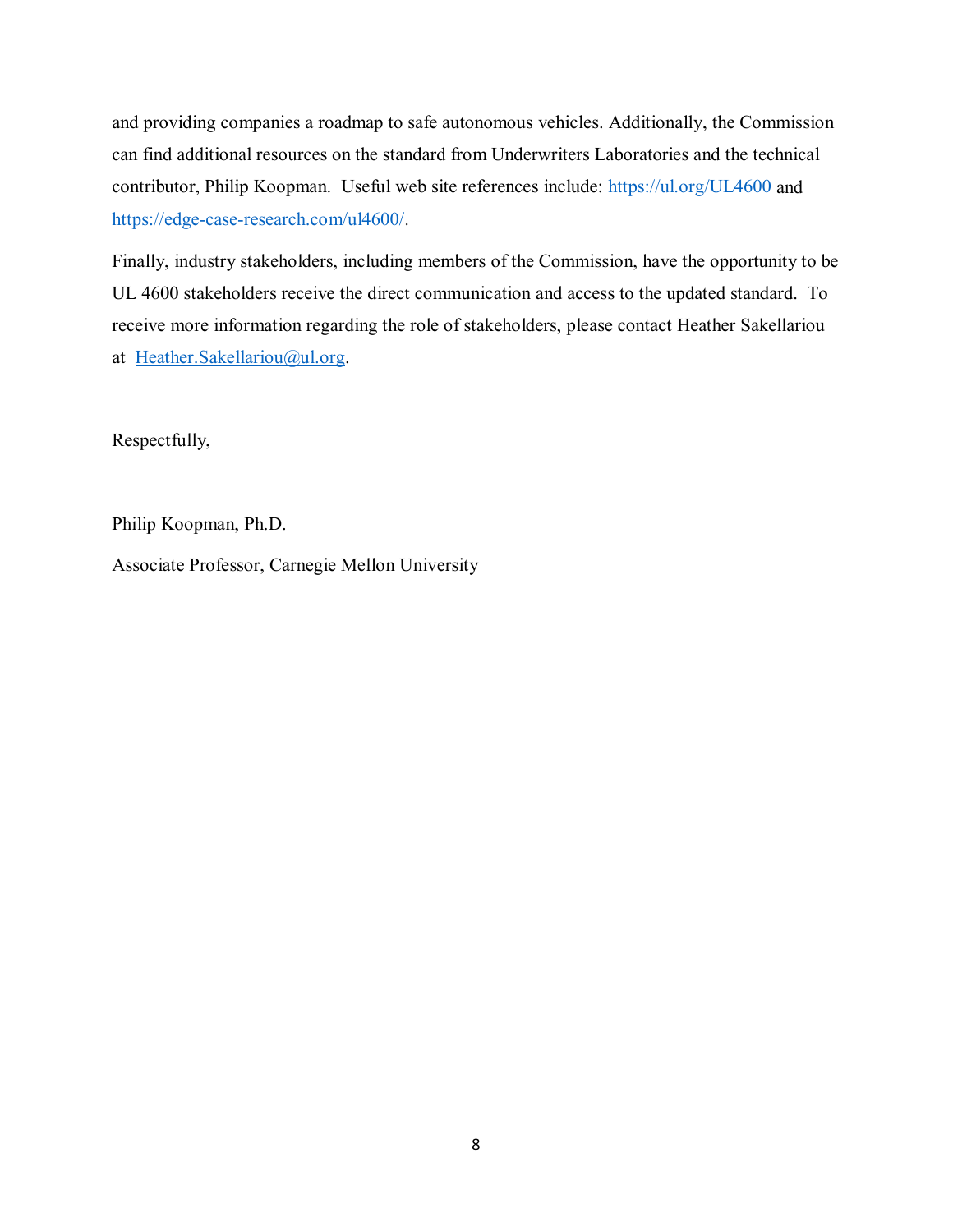and providing companies a roadmap to safe autonomous vehicles. Additionally, the Commission can find additional resources on the standard from Underwriters Laboratories and the technical contributor, Philip Koopman. Useful web site references include: https://ul.org/UL4600 and https://edge-case-research.com/ul4600/.

Finally, industry stakeholders, including members of the Commission, have the opportunity to be UL 4600 stakeholders receive the direct communication and access to the updated standard. To receive more information regarding the role of stakeholders, please contact Heather Sakellariou at Heather.Sakellariou@ul.org.

Respectfully,

Philip Koopman, Ph.D.

Associate Professor, Carnegie Mellon University